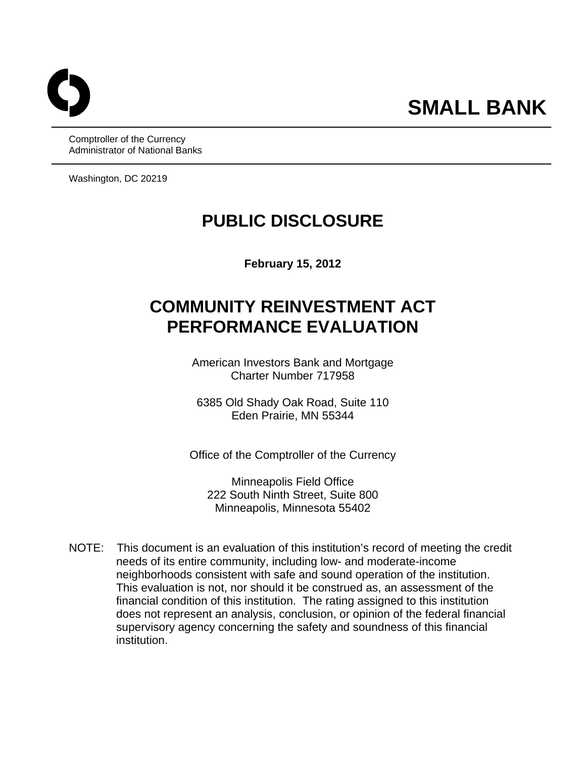# SMALL BANK

Comptroller of the Currency
Administrator of National Banks

Washington, DC 20219

# PUBLIC DISCLOSURE

**February 15, 2012**

# COMMUNITY REINVESTMENT ACT PERFORMANCE EVALUATION

American Investors Bank and Mortgage
Charter Number 717958

6385 Old Shady Oak Road, Suite 110
Eden Prairie, MN 55344

Office of the Comptroller of the Currency

Minneapolis Field Office
222 South Ninth Street, Suite 800
Minneapolis, Minnesota 55402

NOTE: This document is an evaluation of this institution's record of meeting the credit needs of its entire community, including low- and moderate-income neighborhoods consistent with safe and sound operation of the institution. This evaluation is not, nor should it be construed as, an assessment of the financial condition of this institution. The rating assigned to this institution does not represent an analysis, conclusion, or opinion of the federal financial supervisory agency concerning the safety and soundness of this financial institution.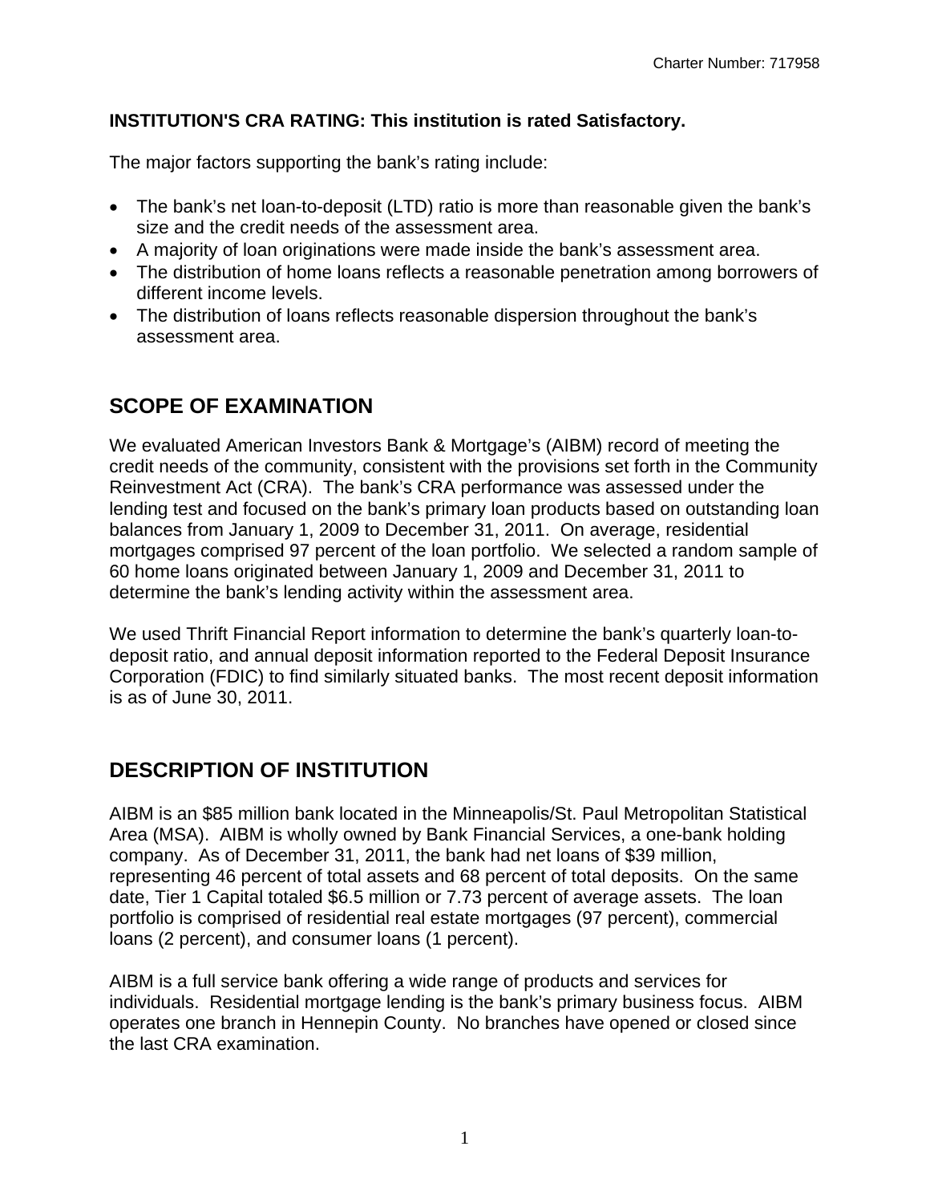**INSTITUTION'S CRA RATING: This institution is rated Satisfactory.**

The major factors supporting the bank's rating include:

- The bank's net loan-to-deposit (LTD) ratio is more than reasonable given the bank's size and the credit needs of the assessment area.
- A majority of loan originations were made inside the bank's assessment area.
- The distribution of home loans reflects a reasonable penetration among borrowers of different income levels.
- The distribution of loans reflects reasonable dispersion throughout the bank's assessment area.

## SCOPE OF EXAMINATION

We evaluated American Investors Bank & Mortgage's (AIBM) record of meeting the credit needs of the community, consistent with the provisions set forth in the Community Reinvestment Act (CRA). The bank's CRA performance was assessed under the lending test and focused on the bank's primary loan products based on outstanding loan balances from January 1, 2009 to December 31, 2011. On average, residential mortgages comprised 97 percent of the loan portfolio. We selected a random sample of 60 home loans originated between January 1, 2009 and December 31, 2011 to determine the bank's lending activity within the assessment area.

We used Thrift Financial Report information to determine the bank's quarterly loan-to-deposit ratio, and annual deposit information reported to the Federal Deposit Insurance Corporation (FDIC) to find similarly situated banks. The most recent deposit information is as of June 30, 2011.

## DESCRIPTION OF INSTITUTION

AIBM is an $85 million bank located in the Minneapolis/St. Paul Metropolitan Statistical Area (MSA). AIBM is wholly owned by Bank Financial Services, a one-bank holding company. As of December 31, 2011, the bank had net loans of $39 million, representing 46 percent of total assets and 68 percent of total deposits. On the same date, Tier 1 Capital totaled $6.5 million or 7.73 percent of average assets. The loan portfolio is comprised of residential real estate mortgages (97 percent), commercial loans (2 percent), and consumer loans (1 percent).

AIBM is a full service bank offering a wide range of products and services for individuals. Residential mortgage lending is the bank's primary business focus. AIBM operates one branch in Hennepin County. No branches have opened or closed since the last CRA examination.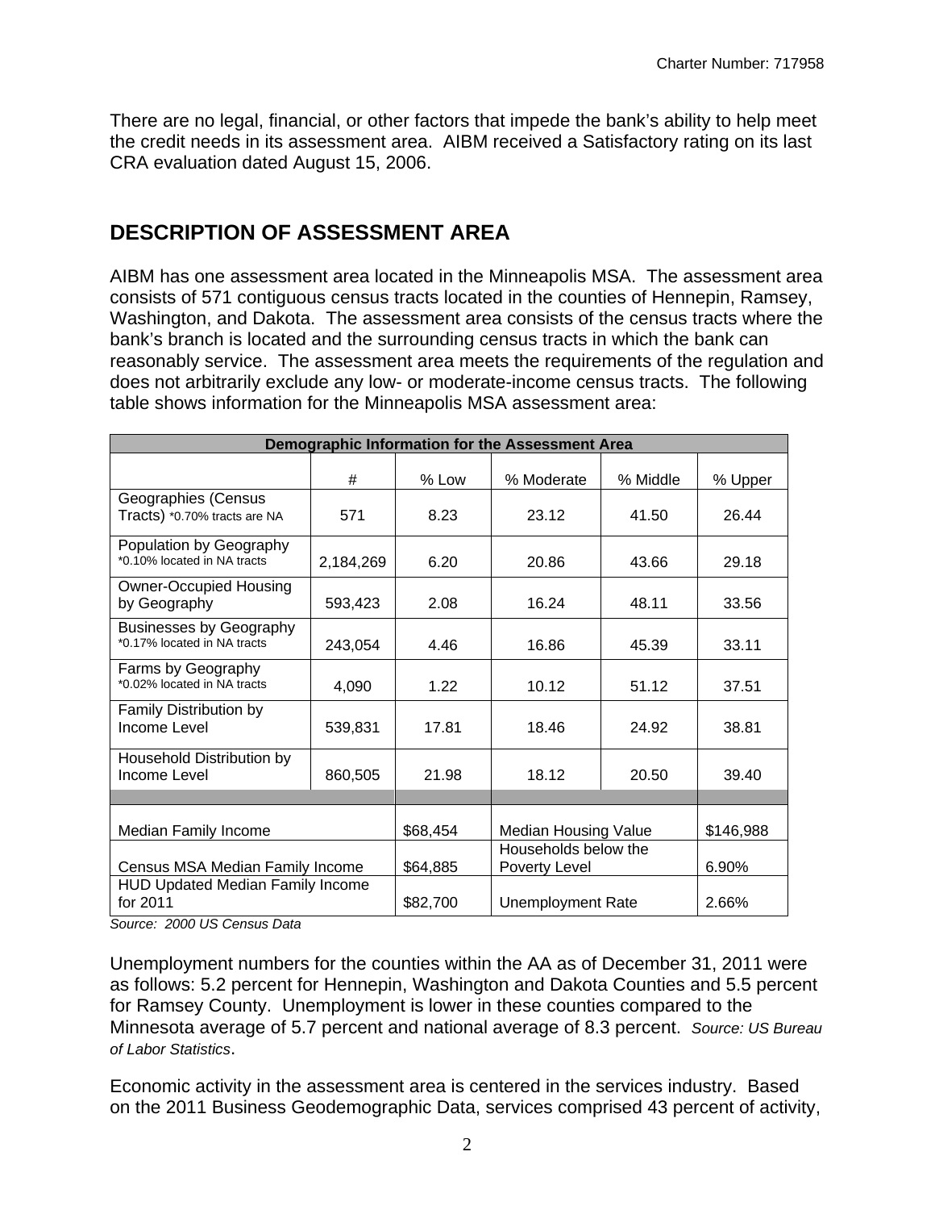There are no legal, financial, or other factors that impede the bank's ability to help meet the credit needs in its assessment area. AIBM received a Satisfactory rating on its last CRA evaluation dated August 15, 2006.

## DESCRIPTION OF ASSESSMENT AREA

AIBM has one assessment area located in the Minneapolis MSA. The assessment area consists of 571 contiguous census tracts located in the counties of Hennepin, Ramsey, Washington, and Dakota. The assessment area consists of the census tracts where the bank's branch is located and the surrounding census tracts in which the bank can reasonably service. The assessment area meets the requirements of the regulation and does not arbitrarily exclude any low- or moderate-income census tracts. The following table shows information for the Minneapolis MSA assessment area:

| Demographic Information for the Assessment Area | | | | | |
|---|---|---|---|---|---|
| | # | % Low | % Moderate | % Middle | % Upper |
| Geographies (Census Tracts) *0.70% tracts are NA | 571 | 8.23 | 23.12 | 41.50 | 26.44 |
| Population by Geography *0.10% located in NA tracts | 2,184,269 | 6.20 | 20.86 | 43.66 | 29.18 |
| Owner-Occupied Housing by Geography | 593,423 | 2.08 | 16.24 | 48.11 | 33.56 |
| Businesses by Geography *0.17% located in NA tracts | 243,054 | 4.46 | 16.86 | 45.39 | 33.11 |
| Farms by Geography *0.02% located in NA tracts | 4,090 | 1.22 | 10.12 | 51.12 | 37.51 |
| Family Distribution by Income Level | 539,831 | 17.81 | 18.46 | 24.92 | 38.81 |
| Household Distribution by Income Level | 860,505 | 21.98 | 18.12 | 20.50 | 39.40 |
| Median Family Income | | $68,454 | Median Housing Value | | $146,988 |
| Census MSA Median Family Income | | $64,885 | Households below the Poverty Level | | 6.90% |
| HUD Updated Median Family Income for 2011 | | $82,700 | Unemployment Rate | | 2.66% |

*Source: 2000 US Census Data*

Unemployment numbers for the counties within the AA as of December 31, 2011 were as follows: 5.2 percent for Hennepin, Washington and Dakota Counties and 5.5 percent for Ramsey County. Unemployment is lower in these counties compared to the Minnesota average of 5.7 percent and national average of 8.3 percent. *Source: US Bureau of Labor Statistics*.

Economic activity in the assessment area is centered in the services industry. Based on the 2011 Business Geodemographic Data, services comprised 43 percent of activity,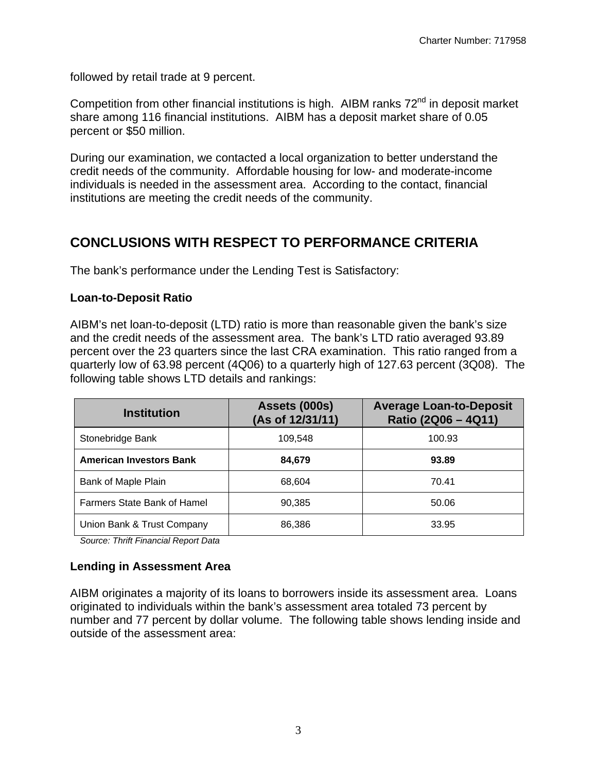followed by retail trade at 9 percent.

Competition from other financial institutions is high. AIBM ranks 72nd in deposit market share among 116 financial institutions. AIBM has a deposit market share of 0.05 percent or $50 million.

During our examination, we contacted a local organization to better understand the credit needs of the community. Affordable housing for low- and moderate-income individuals is needed in the assessment area. According to the contact, financial institutions are meeting the credit needs of the community.

## CONCLUSIONS WITH RESPECT TO PERFORMANCE CRITERIA

The bank's performance under the Lending Test is Satisfactory:

### Loan-to-Deposit Ratio

AIBM's net loan-to-deposit (LTD) ratio is more than reasonable given the bank's size and the credit needs of the assessment area. The bank's LTD ratio averaged 93.89 percent over the 23 quarters since the last CRA examination. This ratio ranged from a quarterly low of 63.98 percent (4Q06) to a quarterly high of 127.63 percent (3Q08). The following table shows LTD details and rankings:

| Institution | Assets (000s) (As of 12/31/11) | Average Loan-to-Deposit Ratio (2Q06 – 4Q11) |
|---|---|---|
| Stonebridge Bank | 109,548 | 100.93 |
| **American Investors Bank** | **84,679** | **93.89** |
| Bank of Maple Plain | 68,604 | 70.41 |
| Farmers State Bank of Hamel | 90,385 | 50.06 |
| Union Bank & Trust Company | 86,386 | 33.95 |

*Source: Thrift Financial Report Data*

### Lending in Assessment Area

AIBM originates a majority of its loans to borrowers inside its assessment area. Loans originated to individuals within the bank's assessment area totaled 73 percent by number and 77 percent by dollar volume. The following table shows lending inside and outside of the assessment area: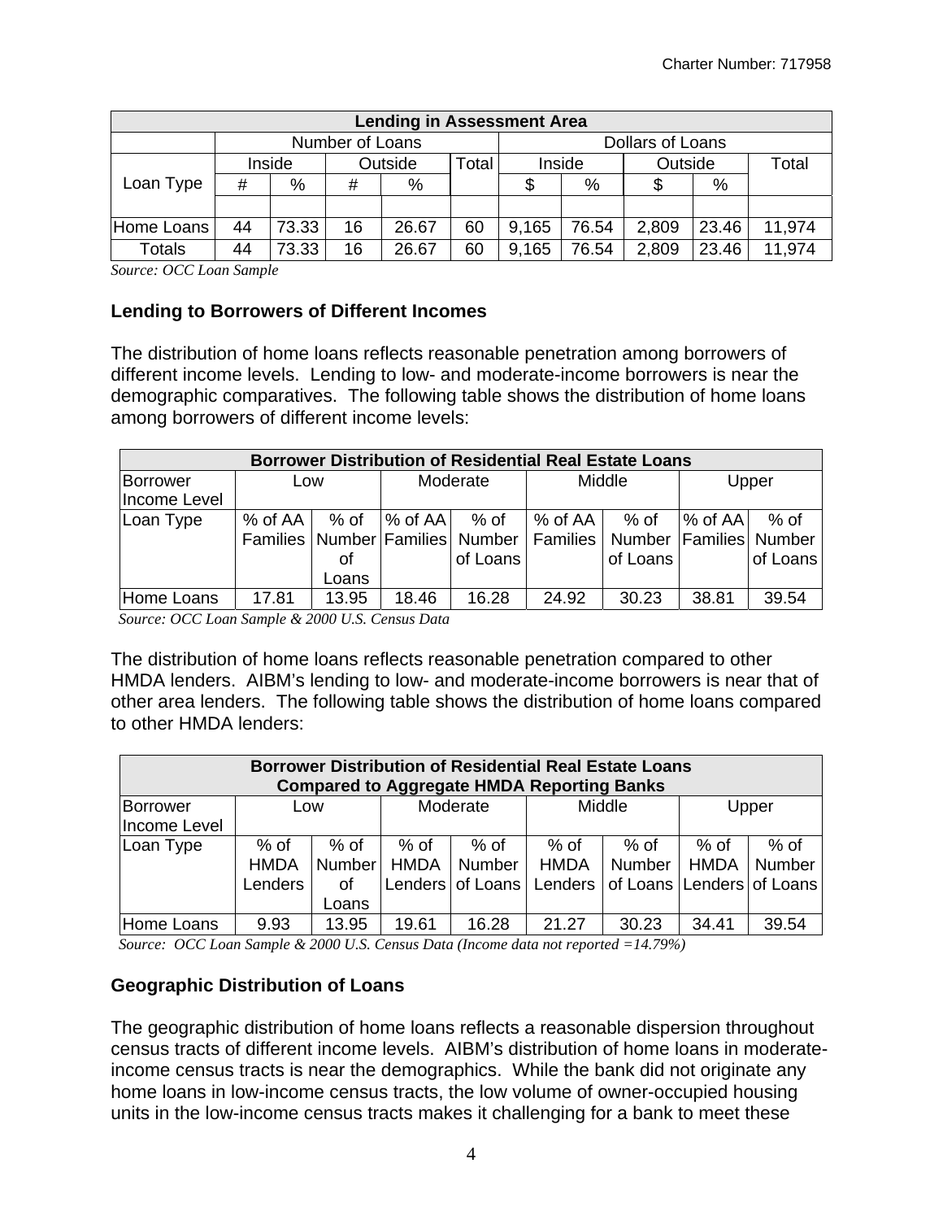| Lending in Assessment Area | | | | | | | | | | |
|---|---|---|---|---|---|---|---|---|---|---|
| | Number of Loans | | | | | Dollars of Loans | | | | |
| Loan Type | Inside | | Outside | | Total | Inside | | Outside | | Total |
| | # | % | # | % | | $ | % | $ | % | |
| Home Loans | 44 | 73.33 | 16 | 26.67 | 60 | 9,165 | 76.54 | 2,809 | 23.46 | 11,974 |
| Totals | 44 | 73.33 | 16 | 26.67 | 60 | 9,165 | 76.54 | 2,809 | 23.46 | 11,974 |

*Source: OCC Loan Sample*

### Lending to Borrowers of Different Incomes

The distribution of home loans reflects reasonable penetration among borrowers of different income levels. Lending to low- and moderate-income borrowers is near the demographic comparatives. The following table shows the distribution of home loans among borrowers of different income levels:

| Borrower Distribution of Residential Real Estate Loans | | | | | | | | |
|---|---|---|---|---|---|---|---|---|
| Borrower Income Level | Low | | Moderate | | Middle | | Upper | |
| Loan Type | % of AA Families | % of Number of Loans | % of AA Families | % of Number of Loans | % of AA Families | % of Number of Loans | % of AA Families | % of Number of Loans |
| Home Loans | 17.81 | 13.95 | 18.46 | 16.28 | 24.92 | 30.23 | 38.81 | 39.54 |

*Source: OCC Loan Sample & 2000 U.S. Census Data*

The distribution of home loans reflects reasonable penetration compared to other HMDA lenders. AIBM's lending to low- and moderate-income borrowers is near that of other area lenders. The following table shows the distribution of home loans compared to other HMDA lenders:

| Borrower Distribution of Residential Real Estate Loans Compared to Aggregate HMDA Reporting Banks | | | | | | | | |
|---|---|---|---|---|---|---|---|---|
| Borrower Income Level | Low | | Moderate | | Middle | | Upper | |
| Loan Type | % of HMDA Lenders | % of Number of Loans | % of HMDA Lenders | % of Number of Loans | % of HMDA Lenders | % of Number of Loans | % of HMDA Lenders | % of Number of Loans |
| Home Loans | 9.93 | 13.95 | 19.61 | 16.28 | 21.27 | 30.23 | 34.41 | 39.54 |

*Source: OCC Loan Sample & 2000 U.S. Census Data (Income data not reported =14.79%)*

### Geographic Distribution of Loans

The geographic distribution of home loans reflects a reasonable dispersion throughout census tracts of different income levels. AIBM's distribution of home loans in moderate-income census tracts is near the demographics. While the bank did not originate any home loans in low-income census tracts, the low volume of owner-occupied housing units in the low-income census tracts makes it challenging for a bank to meet these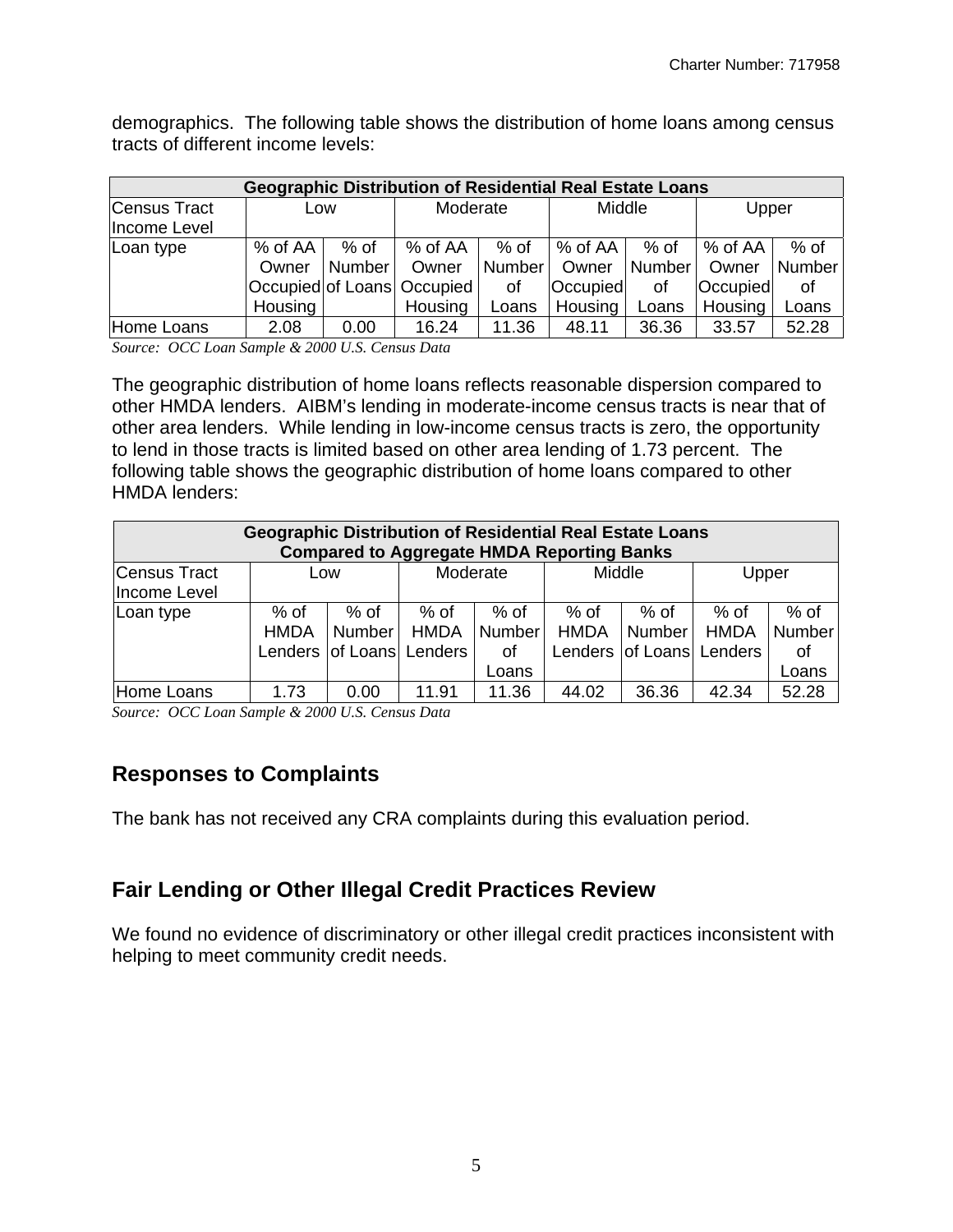demographics. The following table shows the distribution of home loans among census tracts of different income levels:

| Geographic Distribution of Residential Real Estate Loans | | | | | | | | |
|---|---|---|---|---|---|---|---|---|
| Census Tract Income Level | Low | | Moderate | | Middle | | Upper | |
| Loan type | % of AA Owner Occupied Housing | % of Number of Loans | % of AA Owner Occupied Housing | % of Number of Loans | % of AA Owner Occupied Housing | % of Number of Loans | % of AA Owner Occupied Housing | % of Number of Loans |
| Home Loans | 2.08 | 0.00 | 16.24 | 11.36 | 48.11 | 36.36 | 33.57 | 52.28 |

*Source: OCC Loan Sample & 2000 U.S. Census Data*

The geographic distribution of home loans reflects reasonable dispersion compared to other HMDA lenders. AIBM's lending in moderate-income census tracts is near that of other area lenders. While lending in low-income census tracts is zero, the opportunity to lend in those tracts is limited based on other area lending of 1.73 percent. The following table shows the geographic distribution of home loans compared to other HMDA lenders:

| Geographic Distribution of Residential Real Estate Loans Compared to Aggregate HMDA Reporting Banks | | | | | | | | |
|---|---|---|---|---|---|---|---|---|
| Census Tract Income Level | Low | | Moderate | | Middle | | Upper | |
| Loan type | % of HMDA Lenders | % of Number of Loans | % of HMDA Lenders | % of Number of Loans | % of HMDA Lenders | % of Number of Loans | % of HMDA Lenders | % of Number of Loans |
| Home Loans | 1.73 | 0.00 | 11.91 | 11.36 | 44.02 | 36.36 | 42.34 | 52.28 |

*Source: OCC Loan Sample & 2000 U.S. Census Data*

## Responses to Complaints

The bank has not received any CRA complaints during this evaluation period.

## Fair Lending or Other Illegal Credit Practices Review

We found no evidence of discriminatory or other illegal credit practices inconsistent with helping to meet community credit needs.